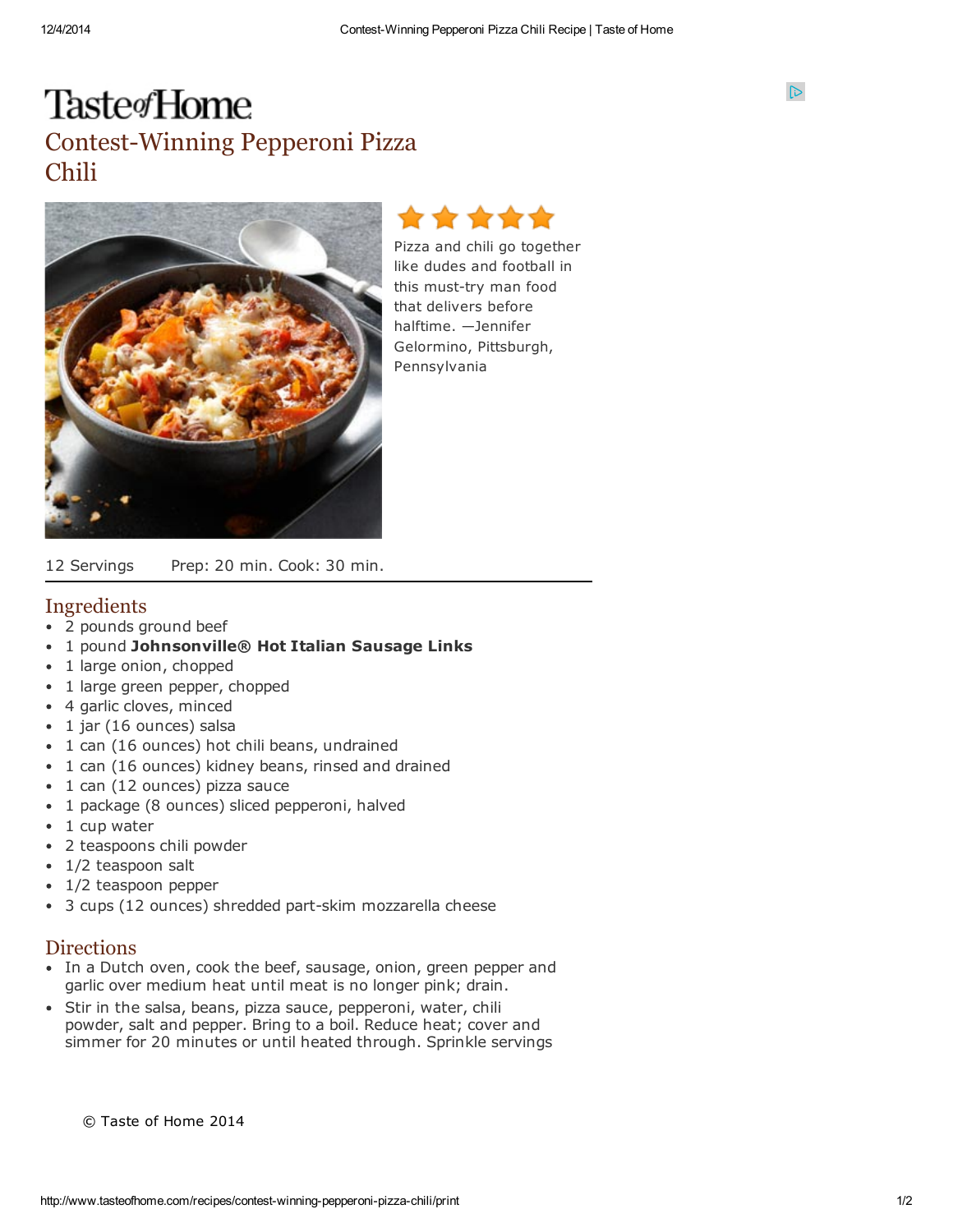# Taste of Home

## Contest-Winning Pepperoni Pizza Chili

Pizza and chili go together like dudes and football in this must-try man food that delivers before halftime. —Jennifer Gelormino, Pittsburgh, Pennsylvania

12 Servings     Prep: 20 min. Cook: 30 min.

## Ingredients

- 2 pounds ground beef
- 1 pound **Johnsonville® Hot Italian Sausage Links**
- 1 large onion, chopped
- 1 large green pepper, chopped
- 4 garlic cloves, minced
- 1 jar (16 ounces) salsa
- 1 can (16 ounces) hot chili beans, undrained
- 1 can (16 ounces) kidney beans, rinsed and drained
- 1 can (12 ounces) pizza sauce
- 1 package (8 ounces) sliced pepperoni, halved
- 1 cup water
- 2 teaspoons chili powder
- 1/2 teaspoon salt
- 1/2 teaspoon pepper
- 3 cups (12 ounces) shredded part-skim mozzarella cheese

## Directions

- In a Dutch oven, cook the beef, sausage, onion, green pepper and garlic over medium heat until meat is no longer pink; drain.
- Stir in the salsa, beans, pizza sauce, pepperoni, water, chili powder, salt and pepper. Bring to a boil. Reduce heat; cover and simmer for 20 minutes or until heated through. Sprinkle servings

© Taste of Home 2014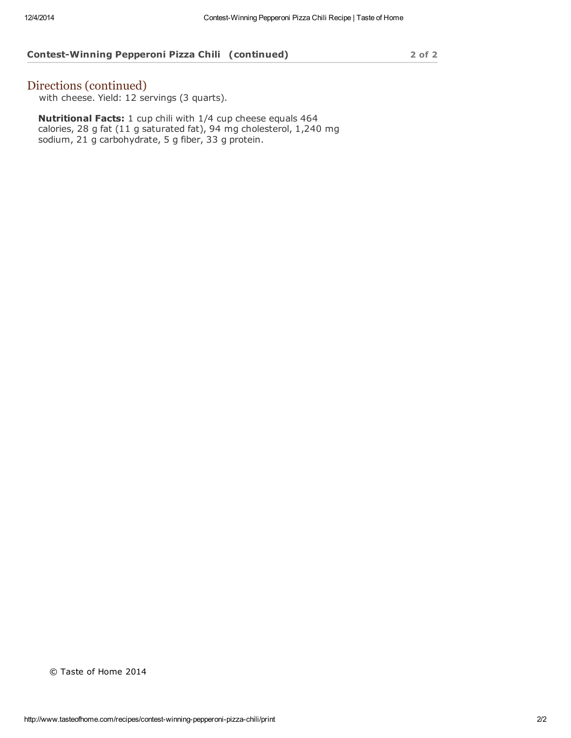## Directions (continued)

with cheese. Yield: 12 servings (3 quarts).

**Nutritional Facts:** 1 cup chili with 1/4 cup cheese equals 464 calories, 28 g fat (11 g saturated fat), 94 mg cholesterol, 1,240 mg sodium, 21 g carbohydrate, 5 g fiber, 33 g protein.

© Taste of Home 2014